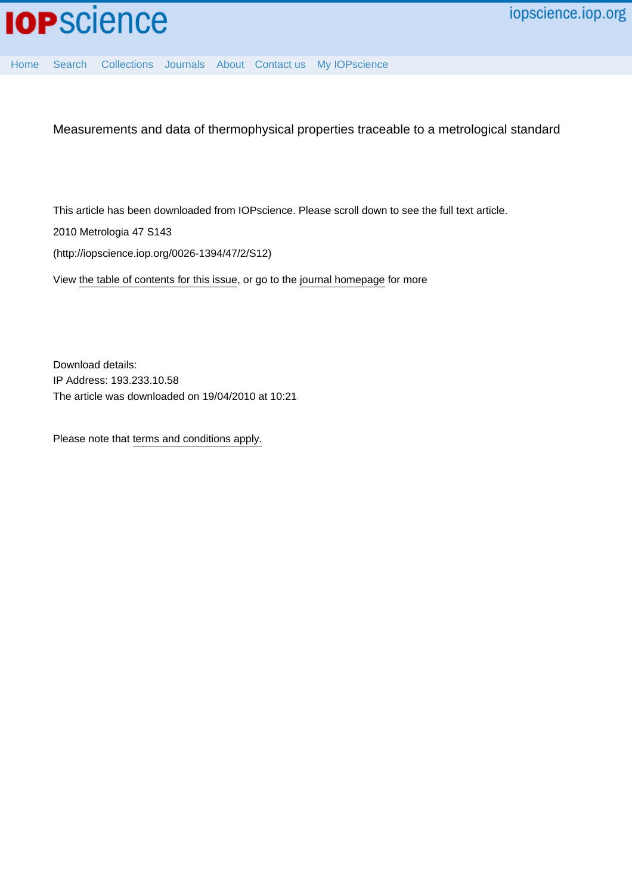iopscience.iop.org

Home Search Collections Journals About Contact us My IOPscience

# Measurements and data of thermophysical properties traceable to a metrological standard

This article has been downloaded from IOPscience. Please scroll down to see the full text article.

2010 Metrologia 47 S143

(http://iopscience.iop.org/0026-1394/47/2/S12)

View the table of contents for this issue, or go to the journal homepage for more

Download details:
IP Address: 193.233.10.58
The article was downloaded on 19/04/2010 at 10:21

Please note that terms and conditions apply.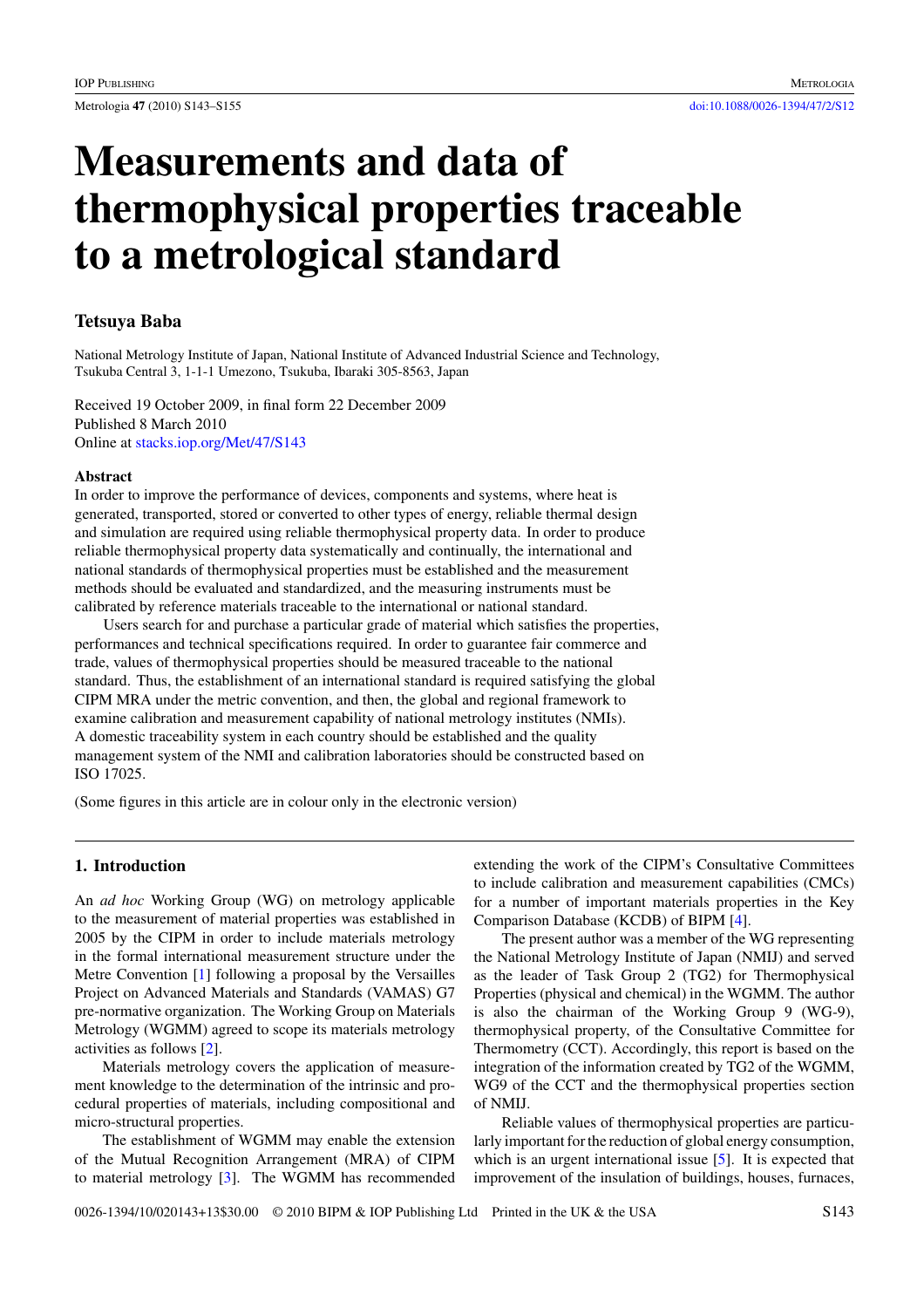# Measurements and data of thermophysical properties traceable to a metrological standard

## Tetsuya Baba

National Metrology Institute of Japan, National Institute of Advanced Industrial Science and Technology, Tsukuba Central 3, 1-1-1 Umezono, Tsukuba, Ibaraki 305-8563, Japan

Received 19 October 2009, in final form 22 December 2009
Published 8 March 2010
Online at stacks.iop.org/Met/47/S143

### Abstract

In order to improve the performance of devices, components and systems, where heat is generated, transported, stored or converted to other types of energy, reliable thermal design and simulation are required using reliable thermophysical property data. In order to produce reliable thermophysical property data systematically and continually, the international and national standards of thermophysical properties must be established and the measurement methods should be evaluated and standardized, and the measuring instruments must be calibrated by reference materials traceable to the international or national standard.

Users search for and purchase a particular grade of material which satisfies the properties, performances and technical specifications required. In order to guarantee fair commerce and trade, values of thermophysical properties should be measured traceable to the national standard. Thus, the establishment of an international standard is required satisfying the global CIPM MRA under the metric convention, and then, the global and regional framework to examine calibration and measurement capability of national metrology institutes (NMIs). A domestic traceability system in each country should be established and the quality management system of the NMI and calibration laboratories should be constructed based on ISO 17025.

(Some figures in this article are in colour only in the electronic version)

## 1. Introduction

An *ad hoc* Working Group (WG) on metrology applicable to the measurement of material properties was established in 2005 by the CIPM in order to include materials metrology in the formal international measurement structure under the Metre Convention [1] following a proposal by the Versailles Project on Advanced Materials and Standards (VAMAS) G7 pre-normative organization. The Working Group on Materials Metrology (WGMM) agreed to scope its materials metrology activities as follows [2].

Materials metrology covers the application of measurement knowledge to the determination of the intrinsic and procedural properties of materials, including compositional and micro-structural properties.

The establishment of WGMM may enable the extension of the Mutual Recognition Arrangement (MRA) of CIPM to material metrology [3]. The WGMM has recommended extending the work of the CIPM's Consultative Committees to include calibration and measurement capabilities (CMCs) for a number of important materials properties in the Key Comparison Database (KCDB) of BIPM [4].

The present author was a member of the WG representing the National Metrology Institute of Japan (NMIJ) and served as the leader of Task Group 2 (TG2) for Thermophysical Properties (physical and chemical) in the WGMM. The author is also the chairman of the Working Group 9 (WG-9), thermophysical property, of the Consultative Committee for Thermometry (CCT). Accordingly, this report is based on the integration of the information created by TG2 of the WGMM, WG9 of the CCT and the thermophysical properties section of NMIJ.

Reliable values of thermophysical properties are particularly important for the reduction of global energy consumption, which is an urgent international issue [5]. It is expected that improvement of the insulation of buildings, houses, furnaces,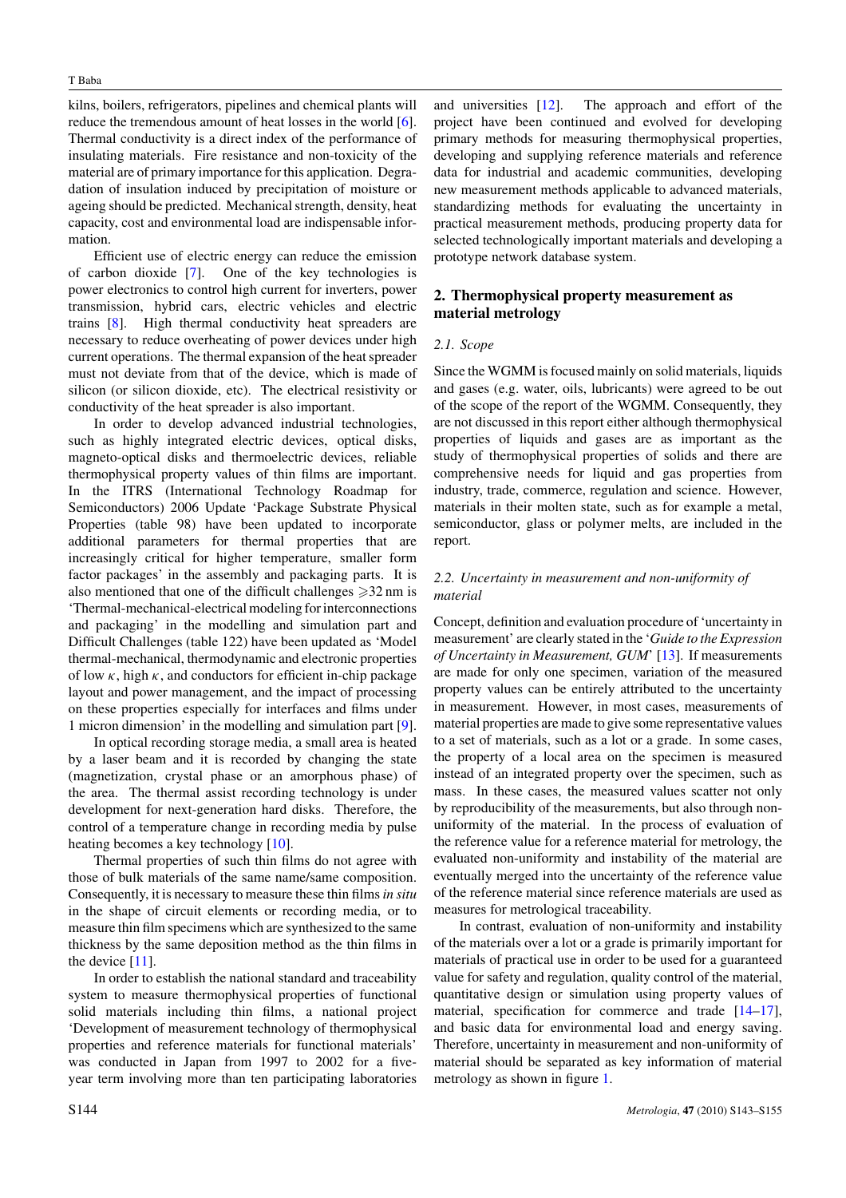kilns, boilers, refrigerators, pipelines and chemical plants will reduce the tremendous amount of heat losses in the world [6]. Thermal conductivity is a direct index of the performance of insulating materials. Fire resistance and non-toxicity of the material are of primary importance for this application. Degradation of insulation induced by precipitation of moisture or ageing should be predicted. Mechanical strength, density, heat capacity, cost and environmental load are indispensable information.

Efficient use of electric energy can reduce the emission of carbon dioxide [7]. One of the key technologies is power electronics to control high current for inverters, power transmission, hybrid cars, electric vehicles and electric trains [8]. High thermal conductivity heat spreaders are necessary to reduce overheating of power devices under high current operations. The thermal expansion of the heat spreader must not deviate from that of the device, which is made of silicon (or silicon dioxide, etc). The electrical resistivity or conductivity of the heat spreader is also important.

In order to develop advanced industrial technologies, such as highly integrated electric devices, optical disks, magneto-optical disks and thermoelectric devices, reliable thermophysical property values of thin films are important. In the ITRS (International Technology Roadmap for Semiconductors) 2006 Update 'Package Substrate Physical Properties (table 98) have been updated to incorporate additional parameters for thermal properties that are increasingly critical for higher temperature, smaller form factor packages' in the assembly and packaging parts. It is also mentioned that one of the difficult challenges $\geqslant$32 nm is 'Thermal-mechanical-electrical modeling for interconnections and packaging' in the modelling and simulation part and Difficult Challenges (table 122) have been updated as 'Model thermal-mechanical, thermodynamic and electronic properties of low $\kappa$, high $\kappa$, and conductors for efficient in-chip package layout and power management, and the impact of processing on these properties especially for interfaces and films under 1 micron dimension' in the modelling and simulation part [9].

In optical recording storage media, a small area is heated by a laser beam and it is recorded by changing the state (magnetization, crystal phase or an amorphous phase) of the area. The thermal assist recording technology is under development for next-generation hard disks. Therefore, the control of a temperature change in recording media by pulse heating becomes a key technology [10].

Thermal properties of such thin films do not agree with those of bulk materials of the same name/same composition. Consequently, it is necessary to measure these thin films *in situ* in the shape of circuit elements or recording media, or to measure thin film specimens which are synthesized to the same thickness by the same deposition method as the thin films in the device [11].

In order to establish the national standard and traceability system to measure thermophysical properties of functional solid materials including thin films, a national project 'Development of measurement technology of thermophysical properties and reference materials for functional materials' was conducted in Japan from 1997 to 2002 for a five-year term involving more than ten participating laboratories and universities [12]. The approach and effort of the project have been continued and evolved for developing primary methods for measuring thermophysical properties, developing and supplying reference materials and reference data for industrial and academic communities, developing new measurement methods applicable to advanced materials, standardizing methods for evaluating the uncertainty in practical measurement methods, producing property data for selected technologically important materials and developing a prototype network database system.

## 2. Thermophysical property measurement as material metrology

### *2.1. Scope*

Since the WGMM is focused mainly on solid materials, liquids and gases (e.g. water, oils, lubricants) were agreed to be out of the scope of the report of the WGMM. Consequently, they are not discussed in this report either although thermophysical properties of liquids and gases are as important as the study of thermophysical properties of solids and there are comprehensive needs for liquid and gas properties from industry, trade, commerce, regulation and science. However, materials in their molten state, such as for example a metal, semiconductor, glass or polymer melts, are included in the report.

### *2.2. Uncertainty in measurement and non-uniformity of material*

Concept, definition and evaluation procedure of 'uncertainty in measurement' are clearly stated in the '*Guide to the Expression of Uncertainty in Measurement, GUM*' [13]. If measurements are made for only one specimen, variation of the measured property values can be entirely attributed to the uncertainty in measurement. However, in most cases, measurements of material properties are made to give some representative values to a set of materials, such as a lot or a grade. In some cases, the property of a local area on the specimen is measured instead of an integrated property over the specimen, such as mass. In these cases, the measured values scatter not only by reproducibility of the measurements, but also through non-uniformity of the material. In the process of evaluation of the reference value for a reference material for metrology, the evaluated non-uniformity and instability of the material are eventually merged into the uncertainty of the reference value of the reference material since reference materials are used as measures for metrological traceability.

In contrast, evaluation of non-uniformity and instability of the materials over a lot or a grade is primarily important for materials of practical use in order to be used for a guaranteed value for safety and regulation, quality control of the material, quantitative design or simulation using property values of material, specification for commerce and trade [14–17], and basic data for environmental load and energy saving. Therefore, uncertainty in measurement and non-uniformity of material should be separated as key information of material metrology as shown in figure 1.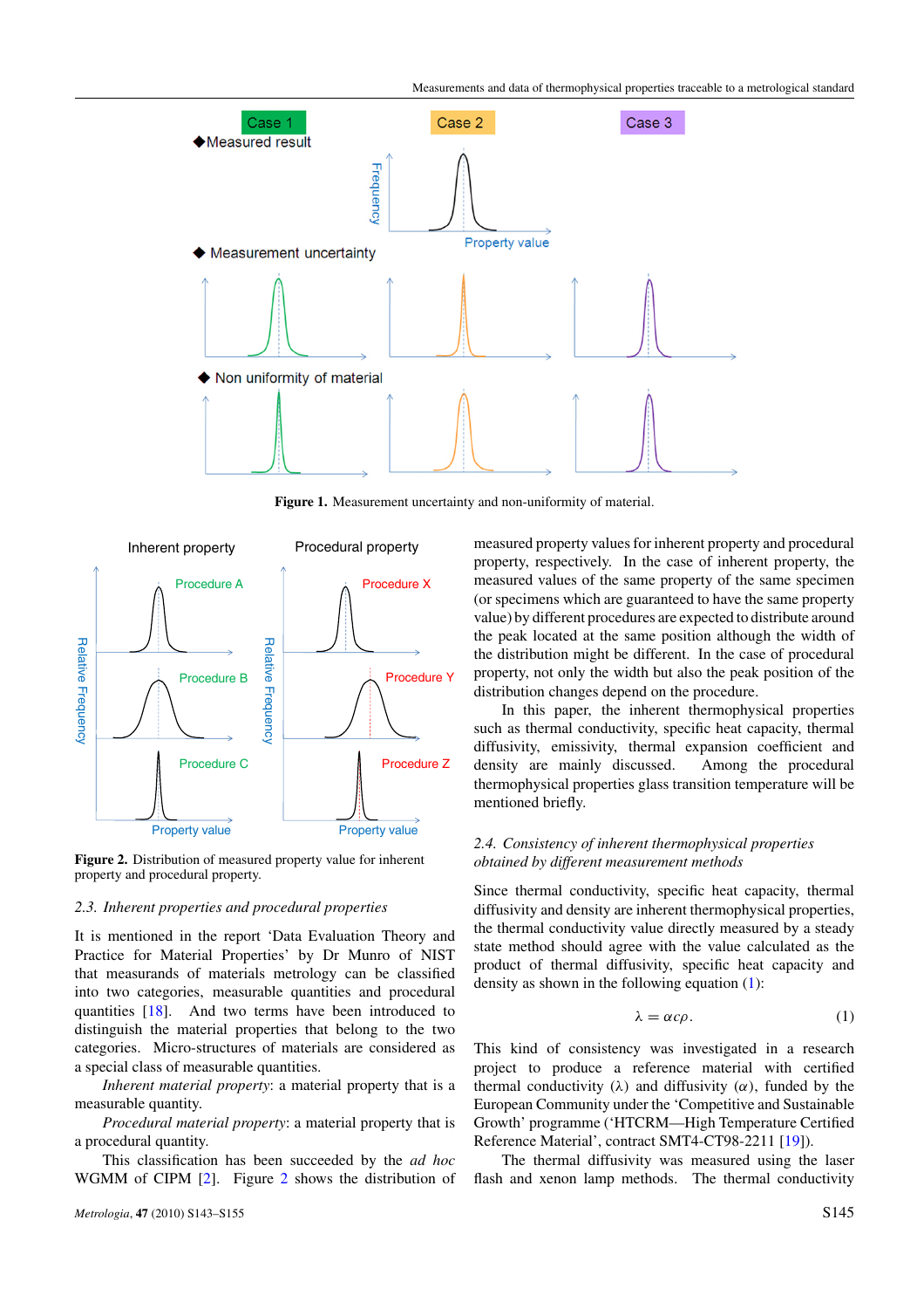Case 1 Case 2 Case 3

◆Measured result

◆ Measurement uncertainty

◆ Non uniformity of material

**Figure 1.** Measurement uncertainty and non-uniformity of material.

**Figure 2.** Distribution of measured property value for inherent property and procedural property.

### 2.3. *Inherent properties and procedural properties*

It is mentioned in the report 'Data Evaluation Theory and Practice for Material Properties' by Dr Munro of NIST that measurands of materials metrology can be classified into two categories, measurable quantities and procedural quantities [18]. And two terms have been introduced to distinguish the material properties that belong to the two categories. Micro-structures of materials are considered as a special class of measurable quantities.

*Inherent material property*: a material property that is a measurable quantity.

*Procedural material property*: a material property that is a procedural quantity.

This classification has been succeeded by the *ad hoc* WGMM of CIPM [2]. Figure 2 shows the distribution of measured property values for inherent property and procedural property, respectively. In the case of inherent property, the measured values of the same property of the same specimen (or specimens which are guaranteed to have the same property value) by different procedures are expected to distribute around the peak located at the same position although the width of the distribution might be different. In the case of procedural property, not only the width but also the peak position of the distribution changes depend on the procedure.

In this paper, the inherent thermophysical properties such as thermal conductivity, specific heat capacity, thermal diffusivity, emissivity, thermal expansion coefficient and density are mainly discussed. Among the procedural thermophysical properties glass transition temperature will be mentioned briefly.

### 2.4. *Consistency of inherent thermophysical properties obtained by different measurement methods*

Since thermal conductivity, specific heat capacity, thermal diffusivity and density are inherent thermophysical properties, the thermal conductivity value directly measured by a steady state method should agree with the value calculated as the product of thermal diffusivity, specific heat capacity and density as shown in the following equation (1):

$$\lambda = \alpha c \rho. \tag{1}$$

This kind of consistency was investigated in a research project to produce a reference material with certified thermal conductivity ($\lambda$) and diffusivity ($\alpha$), funded by the European Community under the 'Competitive and Sustainable Growth' programme ('HTCRM—High Temperature Certified Reference Material', contract SMT4-CT98-2211 [19]).

The thermal diffusivity was measured using the laser flash and xenon lamp methods. The thermal conductivity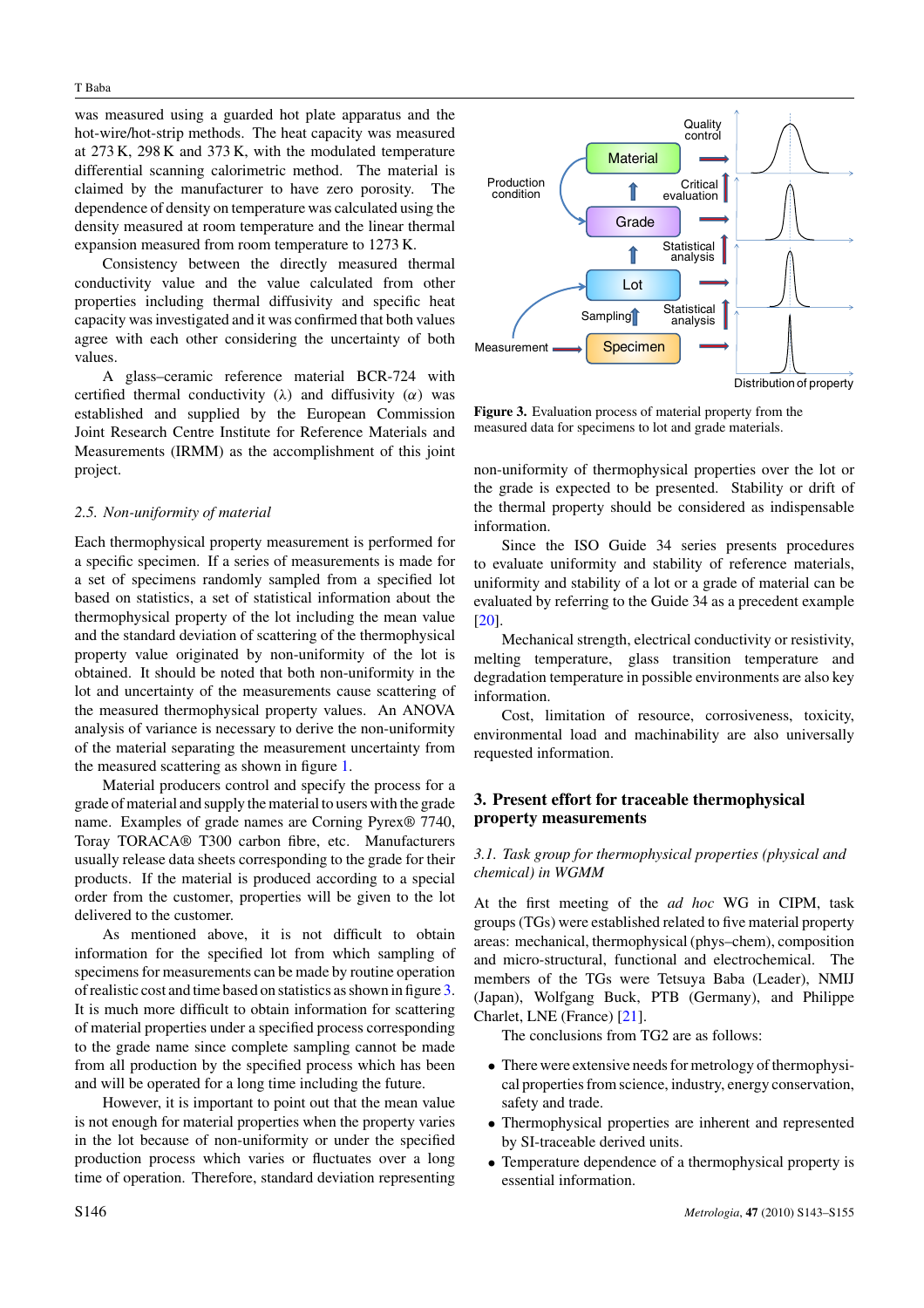was measured using a guarded hot plate apparatus and the hot-wire/hot-strip methods. The heat capacity was measured at 273 K, 298 K and 373 K, with the modulated temperature differential scanning calorimetric method. The material is claimed by the manufacturer to have zero porosity. The dependence of density on temperature was calculated using the density measured at room temperature and the linear thermal expansion measured from room temperature to 1273 K.

Consistency between the directly measured thermal conductivity value and the value calculated from other properties including thermal diffusivity and specific heat capacity was investigated and it was confirmed that both values agree with each other considering the uncertainty of both values.

A glass–ceramic reference material BCR-724 with certified thermal conductivity ($\lambda$) and diffusivity ($\alpha$) was established and supplied by the European Commission Joint Research Centre Institute for Reference Materials and Measurements (IRMM) as the accomplishment of this joint project.

### *2.5. Non-uniformity of material*

Each thermophysical property measurement is performed for a specific specimen. If a series of measurements is made for a set of specimens randomly sampled from a specified lot based on statistics, a set of statistical information about the thermophysical property of the lot including the mean value and the standard deviation of scattering of the thermophysical property value originated by non-uniformity of the lot is obtained. It should be noted that both non-uniformity in the lot and uncertainty of the measurements cause scattering of the measured thermophysical property values. An ANOVA analysis of variance is necessary to derive the non-uniformity of the material separating the measurement uncertainty from the measured scattering as shown in figure 1.

Material producers control and specify the process for a grade of material and supply the material to users with the grade name. Examples of grade names are Corning Pyrex® 7740, Toray TORACA® T300 carbon fibre, etc. Manufacturers usually release data sheets corresponding to the grade for their products. If the material is produced according to a special order from the customer, properties will be given to the lot delivered to the customer.

As mentioned above, it is not difficult to obtain information for the specified lot from which sampling of specimens for measurements can be made by routine operation of realistic cost and time based on statistics as shown in figure 3. It is much more difficult to obtain information for scattering of material properties under a specified process corresponding to the grade name since complete sampling cannot be made from all production by the specified process which has been and will be operated for a long time including the future.

However, it is important to point out that the mean value is not enough for material properties when the property varies in the lot because of non-uniformity or under the specified production process which varies or fluctuates over a long time of operation. Therefore, standard deviation representing non-uniformity of thermophysical properties over the lot or the grade is expected to be presented. Stability or drift of the thermal property should be considered as indispensable information.

Since the ISO Guide 34 series presents procedures to evaluate uniformity and stability of reference materials, uniformity and stability of a lot or a grade of material can be evaluated by referring to the Guide 34 as a precedent example [20].

Mechanical strength, electrical conductivity or resistivity, melting temperature, glass transition temperature and degradation temperature in possible environments are also key information.

Cost, limitation of resource, corrosiveness, toxicity, environmental load and machinability are also universally requested information.

**Figure 3.** Evaluation process of material property from the measured data for specimens to lot and grade materials.

## 3. Present effort for traceable thermophysical property measurements

### *3.1. Task group for thermophysical properties (physical and chemical) in WGMM*

At the first meeting of the *ad hoc* WG in CIPM, task groups (TGs) were established related to five material property areas: mechanical, thermophysical (phys–chem), composition and micro-structural, functional and electrochemical. The members of the TGs were Tetsuya Baba (Leader), NMIJ (Japan), Wolfgang Buck, PTB (Germany), and Philippe Charlet, LNE (France) [21].

The conclusions from TG2 are as follows:

- There were extensive needs for metrology of thermophysical properties from science, industry, energy conservation, safety and trade.
- Thermophysical properties are inherent and represented by SI-traceable derived units.
- Temperature dependence of a thermophysical property is essential information.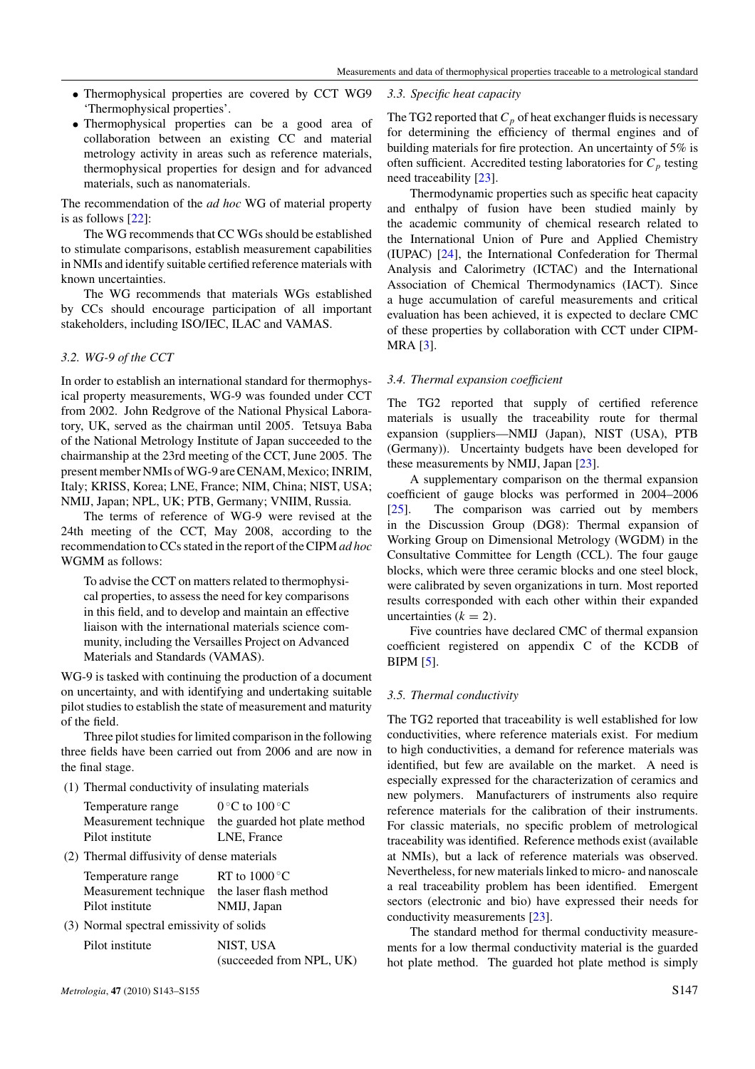- Thermophysical properties are covered by CCT WG9 'Thermophysical properties'.
- Thermophysical properties can be a good area of collaboration between an existing CC and material metrology activity in areas such as reference materials, thermophysical properties for design and for advanced materials, such as nanomaterials.

The recommendation of the *ad hoc* WG of material property is as follows [22]:

The WG recommends that CC WGs should be established to stimulate comparisons, establish measurement capabilities in NMIs and identify suitable certified reference materials with known uncertainties.

The WG recommends that materials WGs established by CCs should encourage participation of all important stakeholders, including ISO/IEC, ILAC and VAMAS.

### 3.2. WG-9 of the CCT

In order to establish an international standard for thermophysical property measurements, WG-9 was founded under CCT from 2002. John Redgrove of the National Physical Laboratory, UK, served as the chairman until 2005. Tetsuya Baba of the National Metrology Institute of Japan succeeded to the chairmanship at the 23rd meeting of the CCT, June 2005. The present member NMIs of WG-9 are CENAM, Mexico; INRIM, Italy; KRISS, Korea; LNE, France; NIM, China; NIST, USA; NMIJ, Japan; NPL, UK; PTB, Germany; VNIIM, Russia.

The terms of reference of WG-9 were revised at the 24th meeting of the CCT, May 2008, according to the recommendation to CCs stated in the report of the CIPM *ad hoc* WGMM as follows:

> To advise the CCT on matters related to thermophysical properties, to assess the need for key comparisons in this field, and to develop and maintain an effective liaison with the international materials science community, including the Versailles Project on Advanced Materials and Standards (VAMAS).

WG-9 is tasked with continuing the production of a document on uncertainty, and with identifying and undertaking suitable pilot studies to establish the state of measurement and maturity of the field.

Three pilot studies for limited comparison in the following three fields have been carried out from 2006 and are now in the final stage.

(1) Thermal conductivity of insulating materials

| | |
|---|---|
| Temperature range | 0 °C to 100 °C |
| Measurement technique | the guarded hot plate method |
| Pilot institute | LNE, France |

(2) Thermal diffusivity of dense materials

| | |
|---|---|
| Temperature range | RT to 1000 °C |
| Measurement technique | the laser flash method |
| Pilot institute | NMIJ, Japan |

(3) Normal spectral emissivity of solids

| | |
|---|---|
| Pilot institute | NIST, USA (succeeded from NPL, UK) |

### 3.3. Specific heat capacity

The TG2 reported that $C_p$ of heat exchanger fluids is necessary for determining the efficiency of thermal engines and of building materials for fire protection. An uncertainty of 5% is often sufficient. Accredited testing laboratories for $C_p$ testing need traceability [23].

Thermodynamic properties such as specific heat capacity and enthalpy of fusion have been studied mainly by the academic community of chemical research related to the International Union of Pure and Applied Chemistry (IUPAC) [24], the International Confederation for Thermal Analysis and Calorimetry (ICTAC) and the International Association of Chemical Thermodynamics (IACT). Since a huge accumulation of careful measurements and critical evaluation has been achieved, it is expected to declare CMC of these properties by collaboration with CCT under CIPM-MRA [3].

### 3.4. Thermal expansion coefficient

The TG2 reported that supply of certified reference materials is usually the traceability route for thermal expansion (suppliers—NMIJ (Japan), NIST (USA), PTB (Germany)). Uncertainty budgets have been developed for these measurements by NMIJ, Japan [23].

A supplementary comparison on the thermal expansion coefficient of gauge blocks was performed in 2004–2006 [25]. The comparison was carried out by members in the Discussion Group (DG8): Thermal expansion of Working Group on Dimensional Metrology (WGDM) in the Consultative Committee for Length (CCL). The four gauge blocks, which were three ceramic blocks and one steel block, were calibrated by seven organizations in turn. Most reported results corresponded with each other within their expanded uncertainties ($k = 2$).

Five countries have declared CMC of thermal expansion coefficient registered on appendix C of the KCDB of BIPM [5].

### 3.5. Thermal conductivity

The TG2 reported that traceability is well established for low conductivities, where reference materials exist. For medium to high conductivities, a demand for reference materials was identified, but few are available on the market. A need is especially expressed for the characterization of ceramics and new polymers. Manufacturers of instruments also require reference materials for the calibration of their instruments. For classic materials, no specific problem of metrological traceability was identified. Reference methods exist (available at NMIs), but a lack of reference materials was observed. Nevertheless, for new materials linked to micro- and nanoscale a real traceability problem has been identified. Emergent sectors (electronic and bio) have expressed their needs for conductivity measurements [23].

The standard method for thermal conductivity measurements for a low thermal conductivity material is the guarded hot plate method. The guarded hot plate method is simply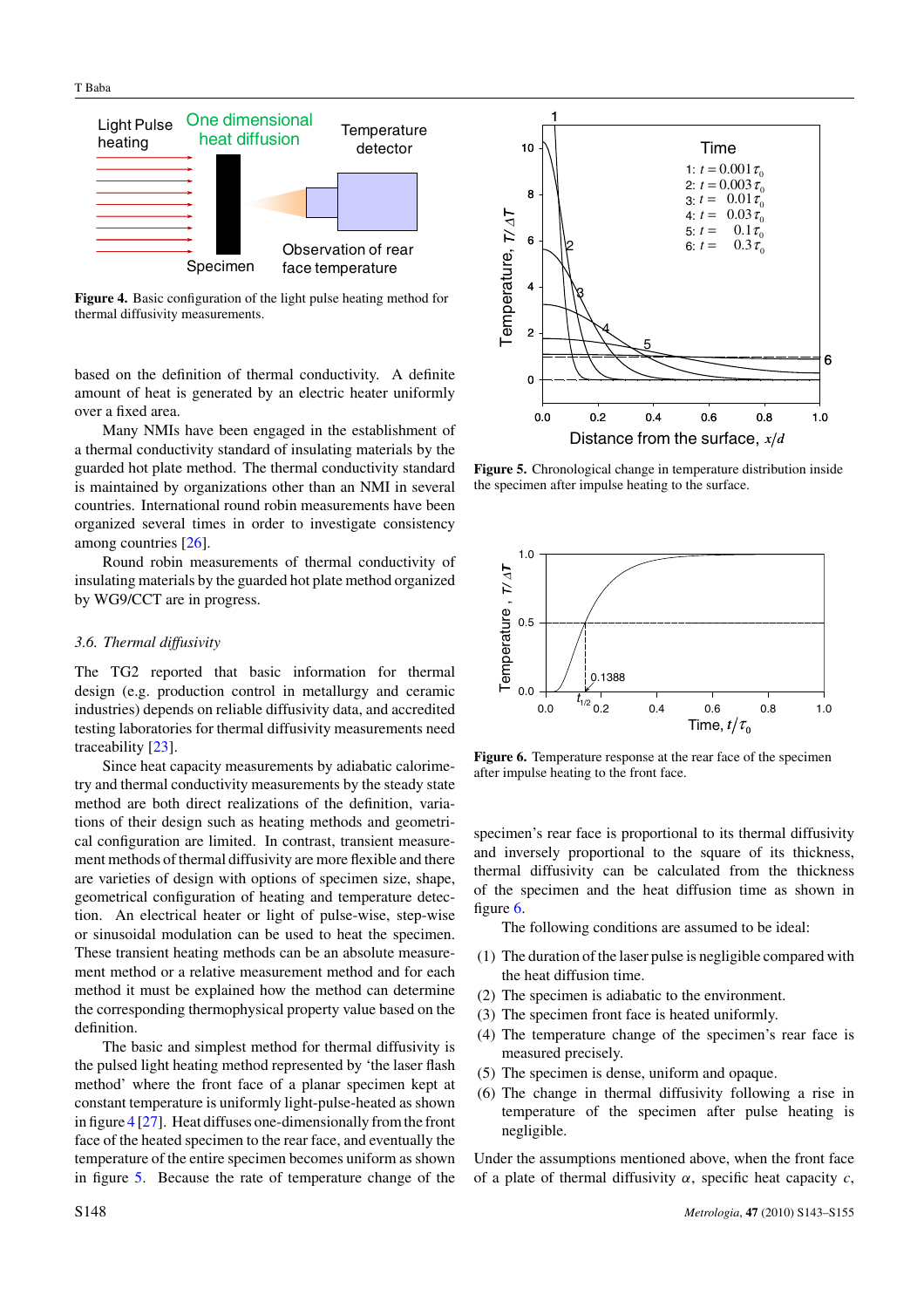Figure 4. Basic configuration of the light pulse heating method for thermal diffusivity measurements.

based on the definition of thermal conductivity. A definite amount of heat is generated by an electric heater uniformly over a fixed area.

Many NMIs have been engaged in the establishment of a thermal conductivity standard of insulating materials by the guarded hot plate method. The thermal conductivity standard is maintained by organizations other than an NMI in several countries. International round robin measurements have been organized several times in order to investigate consistency among countries [26].

Round robin measurements of thermal conductivity of insulating materials by the guarded hot plate method organized by WG9/CCT are in progress.

### 3.6. Thermal diffusivity

The TG2 reported that basic information for thermal design (e.g. production control in metallurgy and ceramic industries) depends on reliable diffusivity data, and accredited testing laboratories for thermal diffusivity measurements need traceability [23].

Since heat capacity measurements by adiabatic calorimetry and thermal conductivity measurements by the steady state method are both direct realizations of the definition, variations of their design such as heating methods and geometrical configuration are limited. In contrast, transient measurement methods of thermal diffusivity are more flexible and there are varieties of design with options of specimen size, shape, geometrical configuration of heating and temperature detection. An electrical heater or light of pulse-wise, step-wise or sinusoidal modulation can be used to heat the specimen. These transient heating methods can be an absolute measurement method or a relative measurement method and for each method it must be explained how the method can determine the corresponding thermophysical property value based on the definition.

The basic and simplest method for thermal diffusivity is the pulsed light heating method represented by 'the laser flash method' where the front face of a planar specimen kept at constant temperature is uniformly light-pulse-heated as shown in figure 4 [27]. Heat diffuses one-dimensionally from the front face of the heated specimen to the rear face, and eventually the temperature of the entire specimen becomes uniform as shown in figure 5. Because the rate of temperature change of the specimen's rear face is proportional to its thermal diffusivity and inversely proportional to the square of its thickness, thermal diffusivity can be calculated from the thickness of the specimen and the heat diffusion time as shown in figure 6.

Figure 5. Chronological change in temperature distribution inside the specimen after impulse heating to the surface.

Figure 6. Temperature response at the rear face of the specimen after impulse heating to the front face.

The following conditions are assumed to be ideal:

1. The duration of the laser pulse is negligible compared with the heat diffusion time.
2. The specimen is adiabatic to the environment.
3. The specimen front face is heated uniformly.
4. The temperature change of the specimen's rear face is measured precisely.
5. The specimen is dense, uniform and opaque.
6. The change in thermal diffusivity following a rise in temperature of the specimen after pulse heating is negligible.

Under the assumptions mentioned above, when the front face of a plate of thermal diffusivity $\alpha$, specific heat capacity $c$,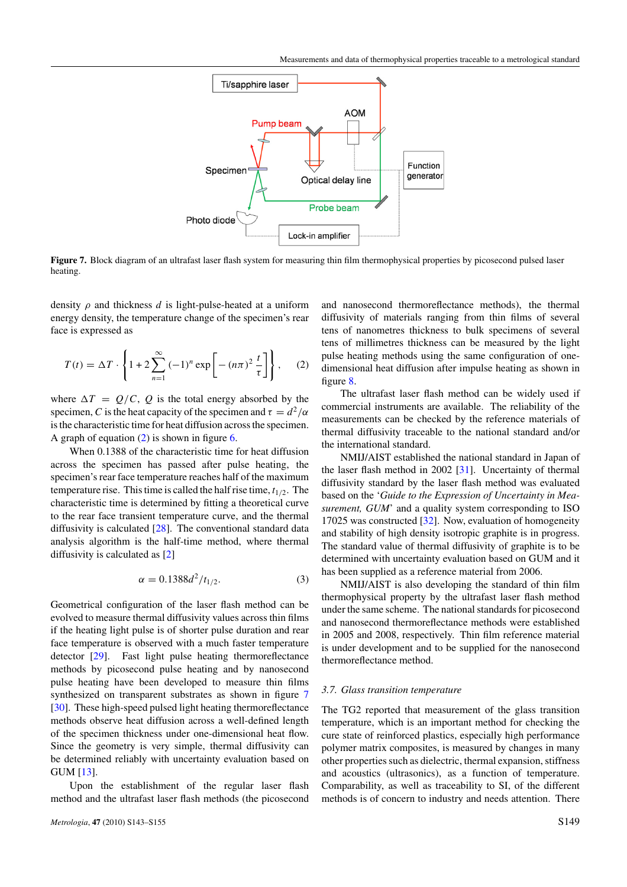Figure 7. Block diagram of an ultrafast laser flash system for measuring thin film thermophysical properties by picosecond pulsed laser heating.

density $\rho$ and thickness $d$ is light-pulse-heated at a uniform energy density, the temperature change of the specimen's rear face is expressed as

$$T(t) = \Delta T \cdot \left\{ 1 + 2 \sum_{n=1}^{\infty} (-1)^n \exp\left[ -(n\pi)^2 \frac{t}{\tau} \right] \right\}, \qquad (2)$$

where $\Delta T = Q/C$, $Q$ is the total energy absorbed by the specimen, $C$ is the heat capacity of the specimen and $\tau = d^2/\alpha$ is the characteristic time for heat diffusion across the specimen. A graph of equation (2) is shown in figure 6.

When 0.1388 of the characteristic time for heat diffusion across the specimen has passed after pulse heating, the specimen's rear face temperature reaches half of the maximum temperature rise. This time is called the half rise time, $t_{1/2}$. The characteristic time is determined by fitting a theoretical curve to the rear face transient temperature curve, and the thermal diffusivity is calculated [28]. The conventional standard data analysis algorithm is the half-time method, where thermal diffusivity is calculated as [2]

$$\alpha = 0.1388 d^2/t_{1/2}. \qquad (3)$$

Geometrical configuration of the laser flash method can be evolved to measure thermal diffusivity values across thin films if the heating light pulse is of shorter pulse duration and rear face temperature is observed with a much faster temperature detector [29]. Fast light pulse heating thermoreflectance methods by picosecond pulse heating and by nanosecond pulse heating have been developed to measure thin films synthesized on transparent substrates as shown in figure 7 [30]. These high-speed pulsed light heating thermoreflectance methods observe heat diffusion across a well-defined length of the specimen thickness under one-dimensional heat flow. Since the geometry is very simple, thermal diffusivity can be determined reliably with uncertainty evaluation based on GUM [13].

Upon the establishment of the regular laser flash method and the ultrafast laser flash methods (the picosecond and nanosecond thermoreflectance methods), the thermal diffusivity of materials ranging from thin films of several tens of nanometres thickness to bulk specimens of several tens of millimetres thickness can be measured by the light pulse heating methods using the same configuration of one-dimensional heat diffusion after impulse heating as shown in figure 8.

The ultrafast laser flash method can be widely used if commercial instruments are available. The reliability of the measurements can be checked by the reference materials of thermal diffusivity traceable to the national standard and/or the international standard.

NMIJ/AIST established the national standard in Japan of the laser flash method in 2002 [31]. Uncertainty of thermal diffusivity standard by the laser flash method was evaluated based on the '*Guide to the Expression of Uncertainty in Measurement, GUM*' and a quality system corresponding to ISO 17025 was constructed [32]. Now, evaluation of homogeneity and stability of high density isotropic graphite is in progress. The standard value of thermal diffusivity of graphite is to be determined with uncertainty evaluation based on GUM and it has been supplied as a reference material from 2006.

NMIJ/AIST is also developing the standard of thin film thermophysical property by the ultrafast laser flash method under the same scheme. The national standards for picosecond and nanosecond thermoreflectance methods were established in 2005 and 2008, respectively. Thin film reference material is under development and to be supplied for the nanosecond thermoreflectance method.

### 3.7. Glass transition temperature

The TG2 reported that measurement of the glass transition temperature, which is an important method for checking the cure state of reinforced plastics, especially high performance polymer matrix composites, is measured by changes in many other properties such as dielectric, thermal expansion, stiffness and acoustics (ultrasonics), as a function of temperature. Comparability, as well as traceability to SI, of the different methods is of concern to industry and needs attention. There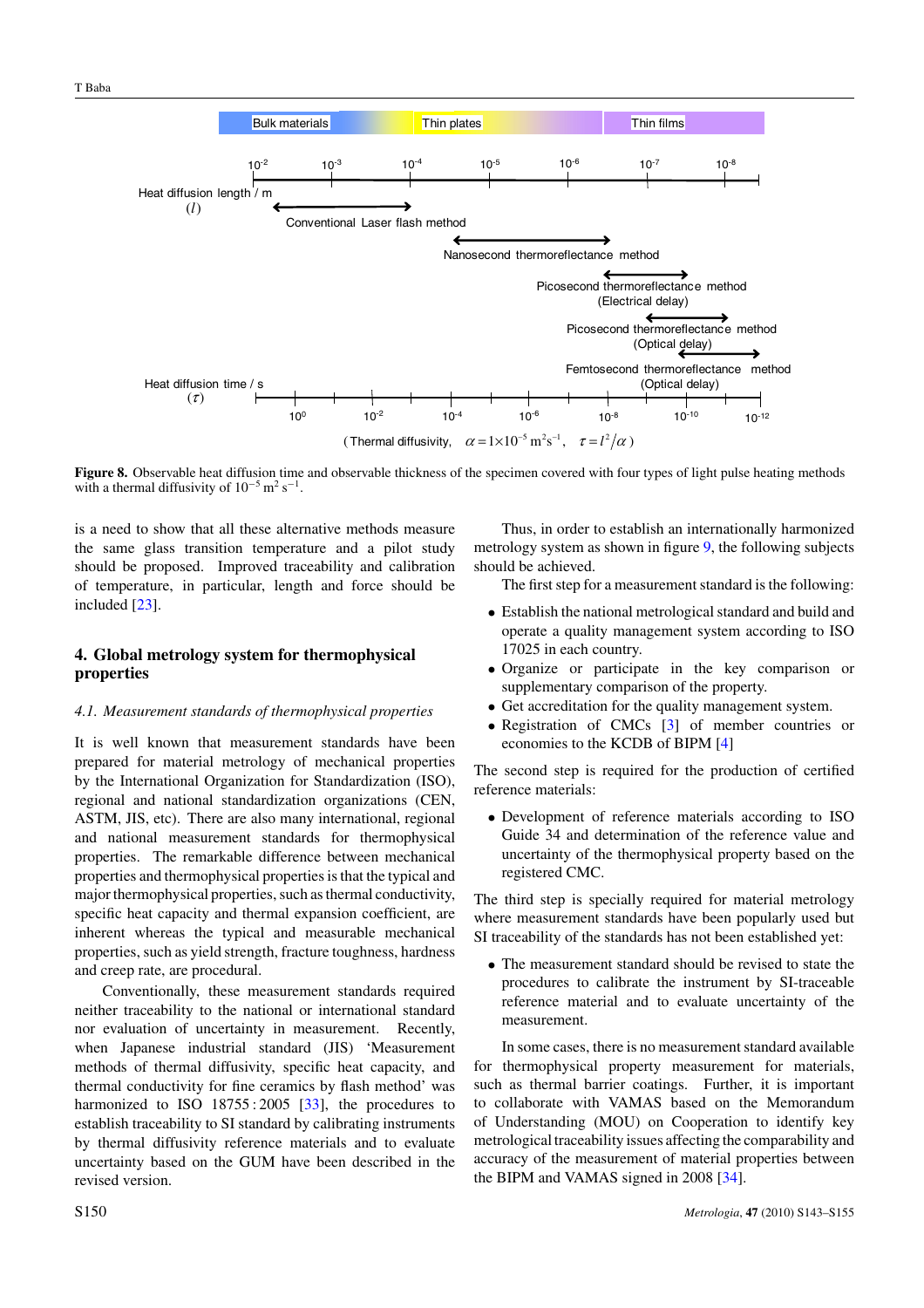Bulk materials | Thin plates | Thin films

Heat diffusion length / m ($l$): $10^{-2}$, $10^{-3}$, $10^{-4}$, $10^{-5}$, $10^{-6}$, $10^{-7}$, $10^{-8}$

Conventional Laser flash method

Nanosecond thermoreflectance method

Picosecond thermoreflectance method (Electrical delay)

Picosecond thermoreflectance method (Optical delay)

Femtosecond thermoreflectance method (Optical delay)

Heat diffusion time / s ($\tau$): $10^{0}$, $10^{-2}$, $10^{-4}$, $10^{-6}$, $10^{-8}$, $10^{-10}$, $10^{-12}$

(Thermal diffusivity, $\alpha = 1\times10^{-5}\ \mathrm{m^2 s^{-1}}$, $\tau = l^2/\alpha$)

**Figure 8.** Observable heat diffusion time and observable thickness of the specimen covered with four types of light pulse heating methods with a thermal diffusivity of $10^{-5}\ \mathrm{m^2\ s^{-1}}$.

is a need to show that all these alternative methods measure the same glass transition temperature and a pilot study should be proposed. Improved traceability and calibration of temperature, in particular, length and force should be included [23].

## 4. Global metrology system for thermophysical properties

### *4.1. Measurement standards of thermophysical properties*

It is well known that measurement standards have been prepared for material metrology of mechanical properties by the International Organization for Standardization (ISO), regional and national standardization organizations (CEN, ASTM, JIS, etc). There are also many international, regional and national measurement standards for thermophysical properties. The remarkable difference between mechanical properties and thermophysical properties is that the typical and major thermophysical properties, such as thermal conductivity, specific heat capacity and thermal expansion coefficient, are inherent whereas the typical and measurable mechanical properties, such as yield strength, fracture toughness, hardness and creep rate, are procedural.

Conventionally, these measurement standards required neither traceability to the national or international standard nor evaluation of uncertainty in measurement. Recently, when Japanese industrial standard (JIS) 'Measurement methods of thermal diffusivity, specific heat capacity, and thermal conductivity for fine ceramics by flash method' was harmonized to ISO 18755 : 2005 [33], the procedures to establish traceability to SI standard by calibrating instruments by thermal diffusivity reference materials and to evaluate uncertainty based on the GUM have been described in the revised version.

Thus, in order to establish an internationally harmonized metrology system as shown in figure 9, the following subjects should be achieved.

The first step for a measurement standard is the following:

- Establish the national metrological standard and build and operate a quality management system according to ISO 17025 in each country.
- Organize or participate in the key comparison or supplementary comparison of the property.
- Get accreditation for the quality management system.
- Registration of CMCs [3] of member countries or economies to the KCDB of BIPM [4]

The second step is required for the production of certified reference materials:

- Development of reference materials according to ISO Guide 34 and determination of the reference value and uncertainty of the thermophysical property based on the registered CMC.

The third step is specially required for material metrology where measurement standards have been popularly used but SI traceability of the standards has not been established yet:

- The measurement standard should be revised to state the procedures to calibrate the instrument by SI-traceable reference material and to evaluate uncertainty of the measurement.

In some cases, there is no measurement standard available for thermophysical property measurement for materials, such as thermal barrier coatings. Further, it is important to collaborate with VAMAS based on the Memorandum of Understanding (MOU) on Cooperation to identify key metrological traceability issues affecting the comparability and accuracy of the measurement of material properties between the BIPM and VAMAS signed in 2008 [34].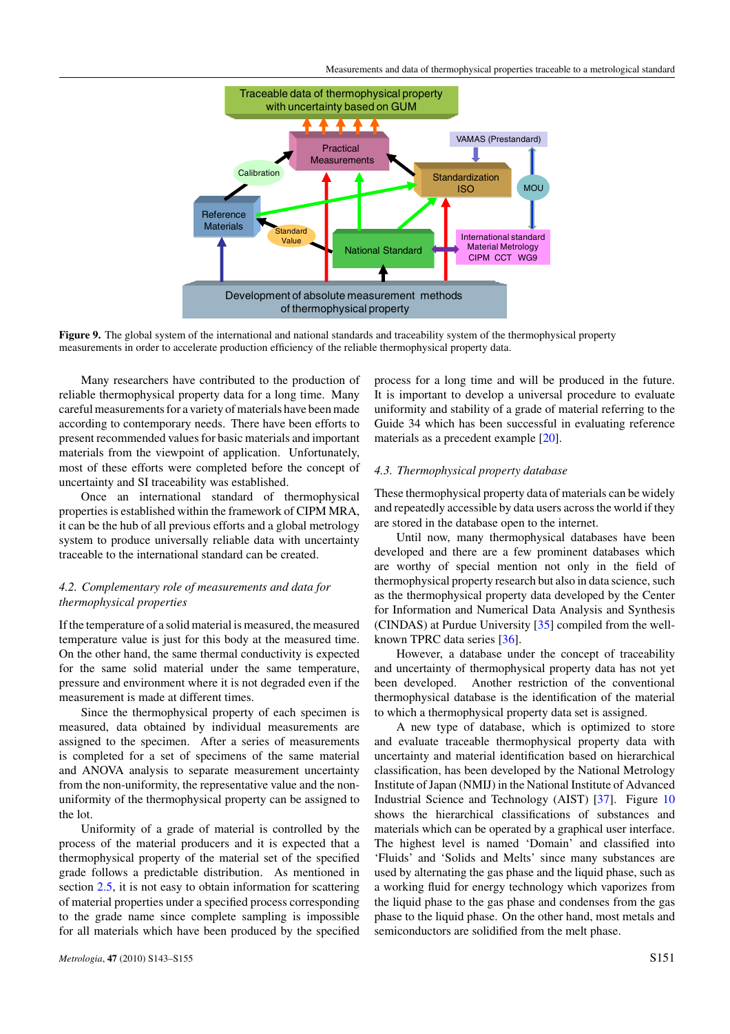**Figure 9.** The global system of the international and national standards and traceability system of the thermophysical property measurements in order to accelerate production efficiency of the reliable thermophysical property data.

Many researchers have contributed to the production of reliable thermophysical property data for a long time. Many careful measurements for a variety of materials have been made according to contemporary needs. There have been efforts to present recommended values for basic materials and important materials from the viewpoint of application. Unfortunately, most of these efforts were completed before the concept of uncertainty and SI traceability was established.

Once an international standard of thermophysical properties is established within the framework of CIPM MRA, it can be the hub of all previous efforts and a global metrology system to produce universally reliable data with uncertainty traceable to the international standard can be created.

### *4.2. Complementary role of measurements and data for thermophysical properties*

If the temperature of a solid material is measured, the measured temperature value is just for this body at the measured time. On the other hand, the same thermal conductivity is expected for the same solid material under the same temperature, pressure and environment where it is not degraded even if the measurement is made at different times.

Since the thermophysical property of each specimen is measured, data obtained by individual measurements are assigned to the specimen. After a series of measurements is completed for a set of specimens of the same material and ANOVA analysis to separate measurement uncertainty from the non-uniformity, the representative value and the non-uniformity of the thermophysical property can be assigned to the lot.

Uniformity of a grade of material is controlled by the process of the material producers and it is expected that a thermophysical property of the material set of the specified grade follows a predictable distribution. As mentioned in section 2.5, it is not easy to obtain information for scattering of material properties under a specified process corresponding to the grade name since complete sampling is impossible for all materials which have been produced by the specified process for a long time and will be produced in the future. It is important to develop a universal procedure to evaluate uniformity and stability of a grade of material referring to the Guide 34 which has been successful in evaluating reference materials as a precedent example [20].

### *4.3. Thermophysical property database*

These thermophysical property data of materials can be widely and repeatedly accessible by data users across the world if they are stored in the database open to the internet.

Until now, many thermophysical databases have been developed and there are a few prominent databases which are worthy of special mention not only in the field of thermophysical property research but also in data science, such as the thermophysical property data developed by the Center for Information and Numerical Data Analysis and Synthesis (CINDAS) at Purdue University [35] compiled from the well-known TPRC data series [36].

However, a database under the concept of traceability and uncertainty of thermophysical property data has not yet been developed. Another restriction of the conventional thermophysical database is the identification of the material to which a thermophysical property data set is assigned.

A new type of database, which is optimized to store and evaluate traceable thermophysical property data with uncertainty and material identification based on hierarchical classification, has been developed by the National Metrology Institute of Japan (NMIJ) in the National Institute of Advanced Industrial Science and Technology (AIST) [37]. Figure 10 shows the hierarchical classifications of substances and materials which can be operated by a graphical user interface. The highest level is named 'Domain' and classified into 'Fluids' and 'Solids and Melts' since many substances are used by alternating the gas phase and the liquid phase, such as a working fluid for energy technology which vaporizes from the liquid phase to the gas phase and condenses from the gas phase to the liquid phase. On the other hand, most metals and semiconductors are solidified from the melt phase.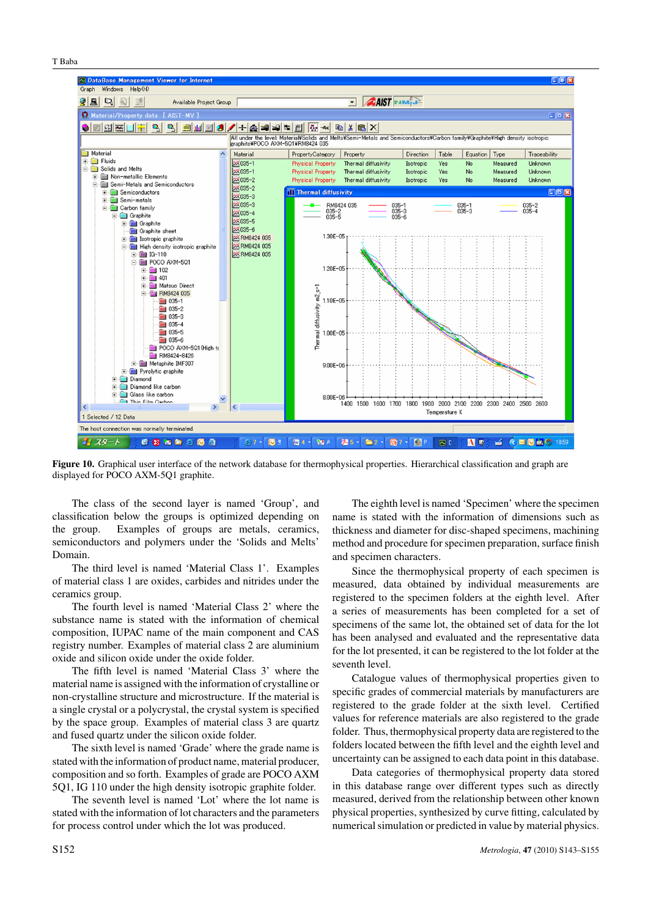**Figure 10.** Graphical user interface of the network database for thermophysical properties. Hierarchical classification and graph are displayed for POCO AXM-5Q1 graphite.

The class of the second layer is named 'Group', and classification below the groups is optimized depending on the group. Examples of groups are metals, ceramics, semiconductors and polymers under the 'Solids and Melts' Domain.

The third level is named 'Material Class 1'. Examples of material class 1 are oxides, carbides and nitrides under the ceramics group.

The fourth level is named 'Material Class 2' where the substance name is stated with the information of chemical composition, IUPAC name of the main component and CAS registry number. Examples of material class 2 are aluminium oxide and silicon oxide under the oxide folder.

The fifth level is named 'Material Class 3' where the material name is assigned with the information of crystalline or non-crystalline structure and microstructure. If the material is a single crystal or a polycrystal, the crystal system is specified by the space group. Examples of material class 3 are quartz and fused quartz under the silicon oxide folder.

The sixth level is named 'Grade' where the grade name is stated with the information of product name, material producer, composition and so forth. Examples of grade are POCO AXM 5Q1, IG 110 under the high density isotropic graphite folder.

The seventh level is named 'Lot' where the lot name is stated with the information of lot characters and the parameters for process control under which the lot was produced.

The eighth level is named 'Specimen' where the specimen name is stated with the information of dimensions such as thickness and diameter for disc-shaped specimens, machining method and procedure for specimen preparation, surface finish and specimen characters.

Since the thermophysical property of each specimen is measured, data obtained by individual measurements are registered to the specimen folders at the eighth level. After a series of measurements has been completed for a set of specimens of the same lot, the obtained set of data for the lot has been analysed and evaluated and the representative data for the lot presented, it can be registered to the lot folder at the seventh level.

Catalogue values of thermophysical properties given to specific grades of commercial materials by manufacturers are registered to the grade folder at the sixth level. Certified values for reference materials are also registered to the grade folder. Thus, thermophysical property data are registered to the folders located between the fifth level and the eighth level and uncertainty can be assigned to each data point in this database.

Data categories of thermophysical property data stored in this database range over different types such as directly measured, derived from the relationship between other known physical properties, synthesized by curve fitting, calculated by numerical simulation or predicted in value by material physics.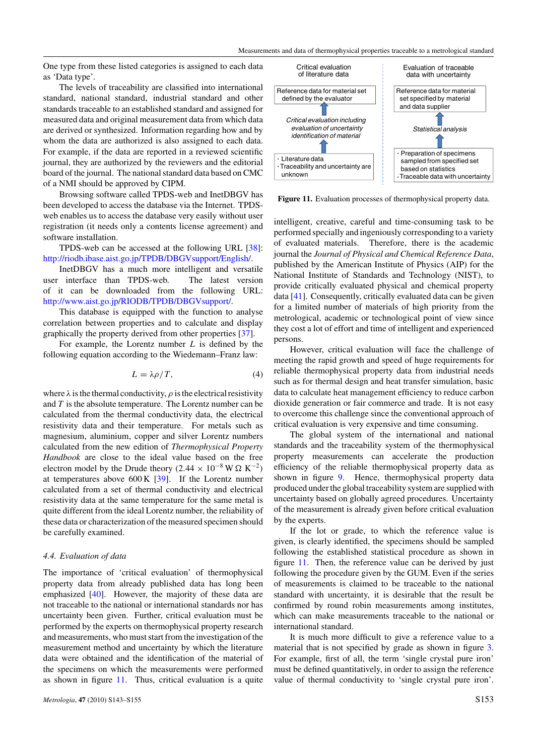One type from these listed categories is assigned to each data as 'Data type'.

The levels of traceability are classified into international standard, national standard, industrial standard and other standards traceable to an established standard and assigned for measured data and original measurement data from which data are derived or synthesized. Information regarding how and by whom the data are authorized is also assigned to each data. For example, if the data are reported in a reviewed scientific journal, they are authorized by the reviewers and the editorial board of the journal. The national standard data based on CMC of a NMI should be approved by CIPM.

Browsing software called TPDS-web and InetDBGV has been developed to access the database via the Internet. TPDS-web enables us to access the database very easily without user registration (it needs only a contents license agreement) and software installation.

TPDS-web can be accessed at the following URL [38]: http://riodb.ibase.aist.go.jp/TPDB/DBGVsupport/English/.

InetDBGV has a much more intelligent and versatile user interface than TPDS-web. The latest version of it can be downloaded from the following URL: http://www.aist.go.jp/RIODB/TPDB/DBGVsupport/.

This database is equipped with the function to analyse correlation between properties and to calculate and display graphically the property derived from other properties [37].

For example, the Lorentz number $L$ is defined by the following equation according to the Wiedemann–Franz law:

$$L = \lambda\rho/T, \tag{4}$$

where $\lambda$ is the thermal conductivity, $\rho$ is the electrical resistivity and $T$ is the absolute temperature. The Lorentz number can be calculated from the thermal conductivity data, the electrical resistivity data and their temperature. For metals such as magnesium, aluminium, copper and silver Lorentz numbers calculated from the new edition of *Thermophysical Property Handbook* are close to the ideal value based on the free electron model by the Drude theory ($2.44 \times 10^{-8}\,\mathrm{W\,\Omega\,K^{-2}}$) at temperatures above 600 K [39]. If the Lorentz number calculated from a set of thermal conductivity and electrical resistivity data at the same temperature for the same metal is quite different from the ideal Lorentz number, the reliability of these data or characterization of the measured specimen should be carefully examined.

### 4.4. Evaluation of data

The importance of 'critical evaluation' of thermophysical property data from already published data has long been emphasized [40]. However, the majority of these data are not traceable to the national or international standards nor has uncertainty been given. Further, critical evaluation must be performed by the experts on thermophysical property research and measurements, who must start from the investigation of the measurement method and uncertainty by which the literature data were obtained and the identification of the material of the specimens on which the measurements were performed as shown in figure 11. Thus, critical evaluation is a quite intelligent, creative, careful and time-consuming task to be performed specially and ingeniously corresponding to a variety of evaluated materials. Therefore, there is the academic journal the *Journal of Physical and Chemical Reference Data*, published by the American Institute of Physics (AIP) for the National Institute of Standards and Technology (NIST), to provide critically evaluated physical and chemical property data [41]. Consequently, critically evaluated data can be given for a limited number of materials of high priority from the metrological, academic or technological point of view since they cost a lot of effort and time of intelligent and experienced persons.

| Critical evaluation of literature data | Evaluation of traceable data with uncertainty |
|---|---|
| Reference data for material set defined by the evaluator | Reference data for material set specified by material and data supplier |
| ↑ | ↑ |
| *Critical evaluation including evaluation of uncertainty identification of material* | *Statistical analysis* |
| ↑ | ↑ |
| · Literature data<br>· Traceability and uncertainty are unknown | · Preparation of specimens sampled from specified set based on statistics<br>· Traceable data with uncertainty |

**Figure 11.** Evaluation processes of thermophysical property data.

However, critical evaluation will face the challenge of meeting the rapid growth and speed of huge requirements for reliable thermophysical property data from industrial needs such as for thermal design and heat transfer simulation, basic data to calculate heat management efficiency to reduce carbon dioxide generation or fair commerce and trade. It is not easy to overcome this challenge since the conventional approach of critical evaluation is very expensive and time consuming.

The global system of the international and national standards and the traceability system of the thermophysical property measurements can accelerate the production efficiency of the reliable thermophysical property data as shown in figure 9. Hence, thermophysical property data produced under the global traceability system are supplied with uncertainty based on globally agreed procedures. Uncertainty of the measurement is already given before critical evaluation by the experts.

If the lot or grade, to which the reference value is given, is clearly identified, the specimens should be sampled following the established statistical procedure as shown in figure 11. Then, the reference value can be derived by just following the procedure given by the GUM. Even if the series of measurements is claimed to be traceable to the national standard with uncertainty, it is desirable that the result be confirmed by round robin measurements among institutes, which can make measurements traceable to the national or international standard.

It is much more difficult to give a reference value to a material that is not specified by grade as shown in figure 3. For example, first of all, the term 'single crystal pure iron' must be defined quantitatively, in order to assign the reference value of thermal conductivity to 'single crystal pure iron'.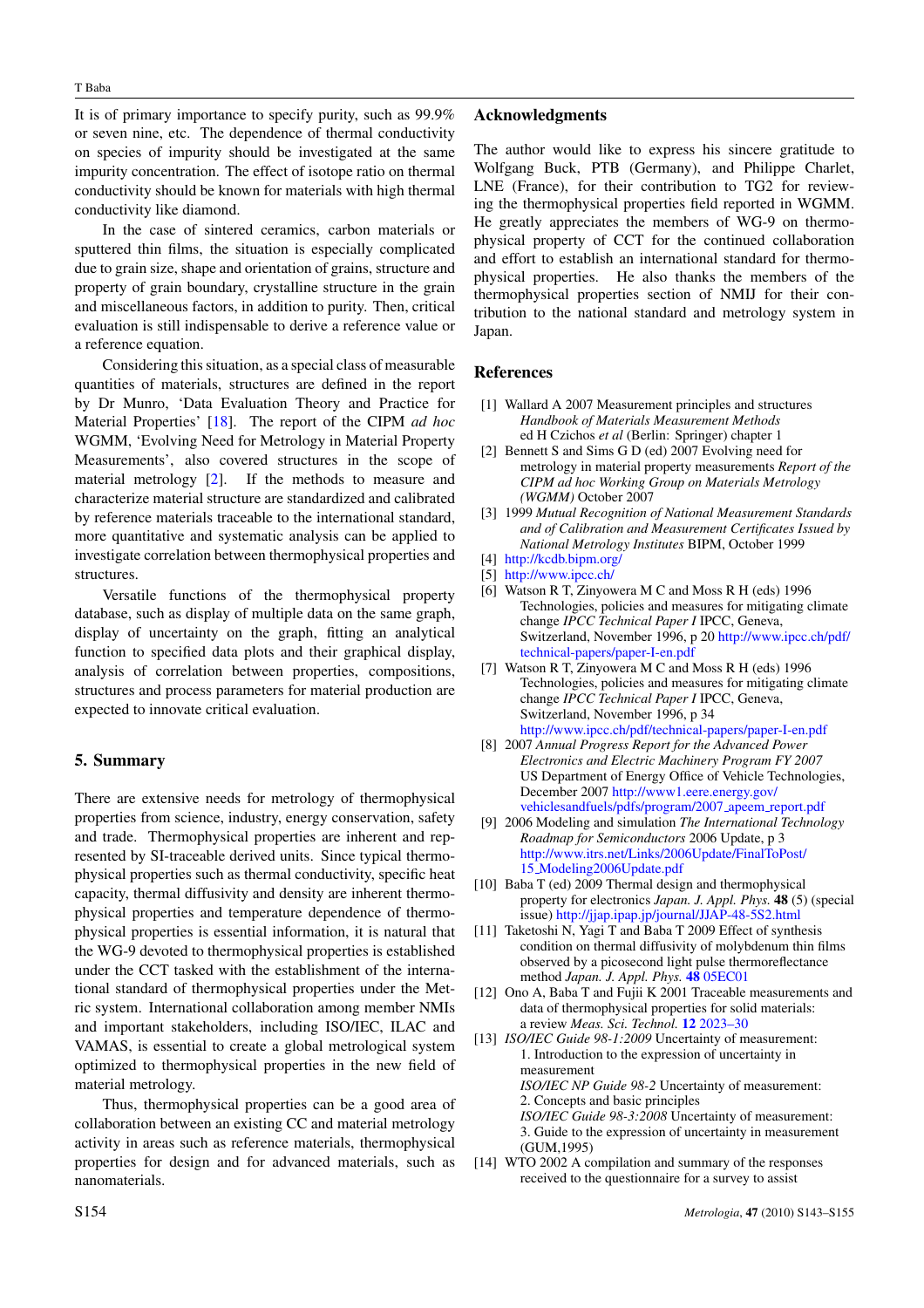It is of primary importance to specify purity, such as 99.9% or seven nine, etc. The dependence of thermal conductivity on species of impurity should be investigated at the same impurity concentration. The effect of isotope ratio on thermal conductivity should be known for materials with high thermal conductivity like diamond.

In the case of sintered ceramics, carbon materials or sputtered thin films, the situation is especially complicated due to grain size, shape and orientation of grains, structure and property of grain boundary, crystalline structure in the grain and miscellaneous factors, in addition to purity. Then, critical evaluation is still indispensable to derive a reference value or a reference equation.

Considering this situation, as a special class of measurable quantities of materials, structures are defined in the report by Dr Munro, 'Data Evaluation Theory and Practice for Material Properties' [18]. The report of the CIPM *ad hoc* WGMM, 'Evolving Need for Metrology in Material Property Measurements', also covered structures in the scope of material metrology [2]. If the methods to measure and characterize material structure are standardized and calibrated by reference materials traceable to the international standard, more quantitative and systematic analysis can be applied to investigate correlation between thermophysical properties and structures.

Versatile functions of the thermophysical property database, such as display of multiple data on the same graph, display of uncertainty on the graph, fitting an analytical function to specified data plots and their graphical display, analysis of correlation between properties, compositions, structures and process parameters for material production are expected to innovate critical evaluation.

## 5. Summary

There are extensive needs for metrology of thermophysical properties from science, industry, energy conservation, safety and trade. Thermophysical properties are inherent and represented by SI-traceable derived units. Since typical thermophysical properties such as thermal conductivity, specific heat capacity, thermal diffusivity and density are inherent thermophysical properties and temperature dependence of thermophysical properties is essential information, it is natural that the WG-9 devoted to thermophysical properties is established under the CCT tasked with the establishment of the international standard of thermophysical properties under the Metric system. International collaboration among member NMIs and important stakeholders, including ISO/IEC, ILAC and VAMAS, is essential to create a global metrological system optimized to thermophysical properties in the new field of material metrology.

Thus, thermophysical properties can be a good area of collaboration between an existing CC and material metrology activity in areas such as reference materials, thermophysical properties for design and for advanced materials, such as nanomaterials.

## Acknowledgments

The author would like to express his sincere gratitude to Wolfgang Buck, PTB (Germany), and Philippe Charlet, LNE (France), for their contribution to TG2 for reviewing the thermophysical properties field reported in WGMM. He greatly appreciates the members of WG-9 on thermophysical property of CCT for the continued collaboration and effort to establish an international standard for thermophysical properties. He also thanks the members of the thermophysical properties section of NMIJ for their contribution to the national standard and metrology system in Japan.

## References

[1] Wallard A 2007 Measurement principles and structures *Handbook of Materials Measurement Methods* ed H Czichos *et al* (Berlin: Springer) chapter 1

[2] Bennett S and Sims G D (ed) 2007 Evolving need for metrology in material property measurements *Report of the CIPM ad hoc Working Group on Materials Metrology (WGMM)* October 2007

[3] 1999 *Mutual Recognition of National Measurement Standards and of Calibration and Measurement Certificates Issued by National Metrology Institutes* BIPM, October 1999

[4] http://kcdb.bipm.org/

[5] http://www.ipcc.ch/

[6] Watson R T, Zinyowera M C and Moss R H (eds) 1996 Technologies, policies and measures for mitigating climate change *IPCC Technical Paper I* IPCC, Geneva, Switzerland, November 1996, p 20 http://www.ipcc.ch/pdf/technical-papers/paper-I-en.pdf

[7] Watson R T, Zinyowera M C and Moss R H (eds) 1996 Technologies, policies and measures for mitigating climate change *IPCC Technical Paper I* IPCC, Geneva, Switzerland, November 1996, p 34 http://www.ipcc.ch/pdf/technical-papers/paper-I-en.pdf

[8] 2007 *Annual Progress Report for the Advanced Power Electronics and Electric Machinery Program FY 2007* US Department of Energy Office of Vehicle Technologies, December 2007 http://www1.eere.energy.gov/vehiclesandfuels/pdfs/program/2007_apeem_report.pdf

[9] 2006 Modeling and simulation *The International Technology Roadmap for Semiconductors* 2006 Update, p 3 http://www.itrs.net/Links/2006Update/FinalToPost/15_Modeling2006Update.pdf

[10] Baba T (ed) 2009 Thermal design and thermophysical property for electronics *Japan. J. Appl. Phys.* **48** (5) (special issue) http://jjap.ipap.jp/journal/JJAP-48-5S2.html

[11] Taketoshi N, Yagi T and Baba T 2009 Effect of synthesis condition on thermal diffusivity of molybdenum thin films observed by a picosecond light pulse thermoreflectance method *Japan. J. Appl. Phys.* **48** 05EC01

[12] Ono A, Baba T and Fujii K 2001 Traceable measurements and data of thermophysical properties for solid materials: a review *Meas. Sci. Technol.* **12** 2023–30

[13] *ISO/IEC Guide 98-1:2009* Uncertainty of measurement: 1. Introduction to the expression of uncertainty in measurement
*ISO/IEC NP Guide 98-2* Uncertainty of measurement: 2. Concepts and basic principles
*ISO/IEC Guide 98-3:2008* Uncertainty of measurement: 3. Guide to the expression of uncertainty in measurement (GUM,1995)

[14] WTO 2002 A compilation and summary of the responses received to the questionnaire for a survey to assist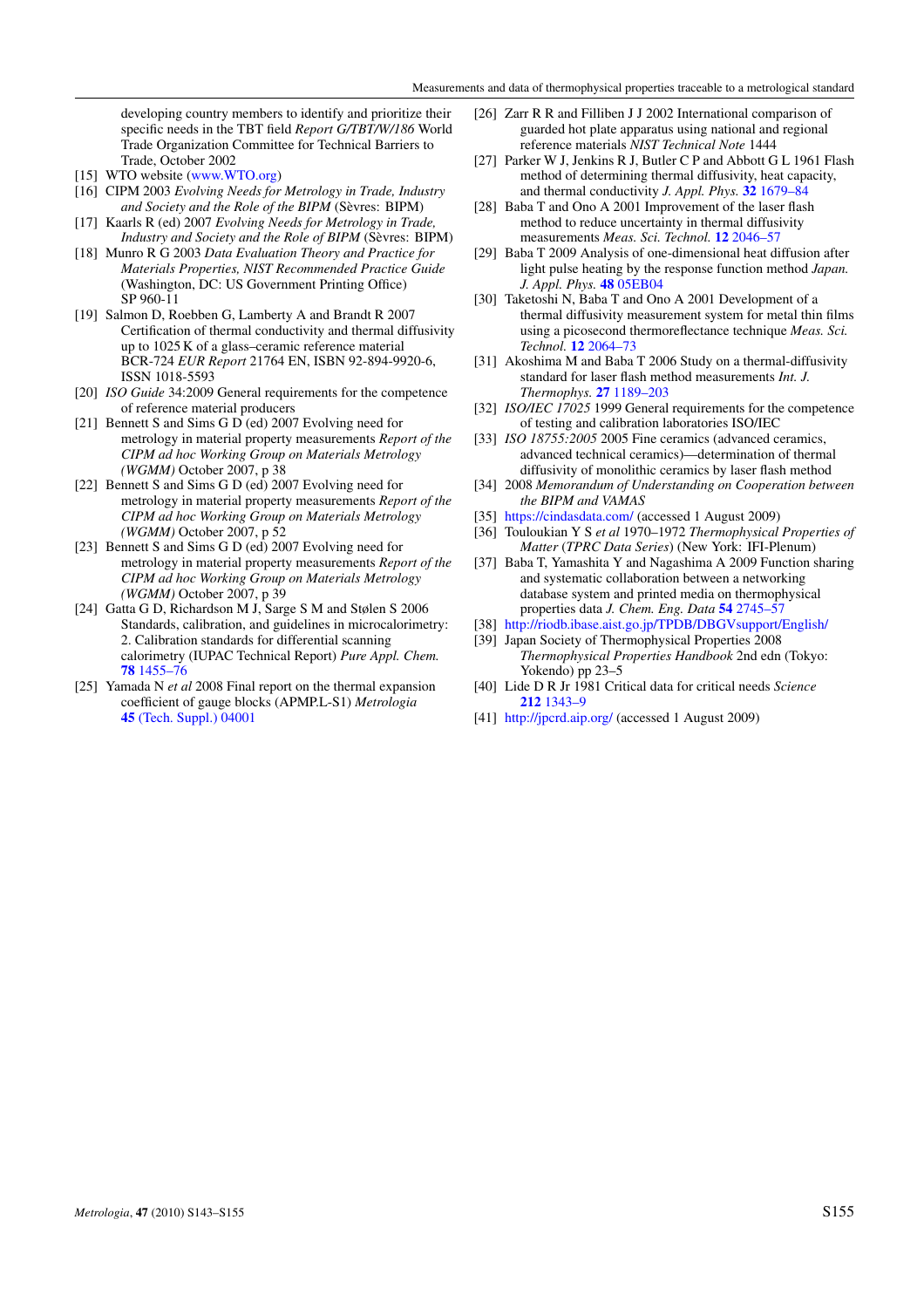developing country members to identify and prioritize their specific needs in the TBT field *Report G/TBT/W/186* World Trade Organization Committee for Technical Barriers to Trade, October 2002

[15] WTO website (www.WTO.org)

[16] CIPM 2003 *Evolving Needs for Metrology in Trade, Industry and Society and the Role of the BIPM* (Sèvres: BIPM)

[17] Kaarls R (ed) 2007 *Evolving Needs for Metrology in Trade, Industry and Society and the Role of BIPM* (Sèvres: BIPM)

[18] Munro R G 2003 *Data Evaluation Theory and Practice for Materials Properties, NIST Recommended Practice Guide* (Washington, DC: US Government Printing Office) SP 960-11

[19] Salmon D, Roebben G, Lamberty A and Brandt R 2007 Certification of thermal conductivity and thermal diffusivity up to 1025 K of a glass–ceramic reference material BCR-724 *EUR Report* 21764 EN, ISBN 92-894-9920-6, ISSN 1018-5593

[20] *ISO Guide* 34:2009 General requirements for the competence of reference material producers

[21] Bennett S and Sims G D (ed) 2007 Evolving need for metrology in material property measurements *Report of the CIPM ad hoc Working Group on Materials Metrology (WGMM)* October 2007, p 38

[22] Bennett S and Sims G D (ed) 2007 Evolving need for metrology in material property measurements *Report of the CIPM ad hoc Working Group on Materials Metrology (WGMM)* October 2007, p 52

[23] Bennett S and Sims G D (ed) 2007 Evolving need for metrology in material property measurements *Report of the CIPM ad hoc Working Group on Materials Metrology (WGMM)* October 2007, p 39

[24] Gatta G D, Richardson M J, Sarge S M and Stølen S 2006 Standards, calibration, and guidelines in microcalorimetry: 2. Calibration standards for differential scanning calorimetry (IUPAC Technical Report) *Pure Appl. Chem.* **78** 1455–76

[25] Yamada N *et al* 2008 Final report on the thermal expansion coefficient of gauge blocks (APMP.L-S1) *Metrologia* **45** (Tech. Suppl.) 04001

[26] Zarr R R and Filliben J J 2002 International comparison of guarded hot plate apparatus using national and regional reference materials *NIST Technical Note* 1444

[27] Parker W J, Jenkins R J, Butler C P and Abbott G L 1961 Flash method of determining thermal diffusivity, heat capacity, and thermal conductivity *J. Appl. Phys.* **32** 1679–84

[28] Baba T and Ono A 2001 Improvement of the laser flash method to reduce uncertainty in thermal diffusivity measurements *Meas. Sci. Technol.* **12** 2046–57

[29] Baba T 2009 Analysis of one-dimensional heat diffusion after light pulse heating by the response function method *Japan. J. Appl. Phys.* **48** 05EB04

[30] Taketoshi N, Baba T and Ono A 2001 Development of a thermal diffusivity measurement system for metal thin films using a picosecond thermoreflectance technique *Meas. Sci. Technol.* **12** 2064–73

[31] Akoshima M and Baba T 2006 Study on a thermal-diffusivity standard for laser flash method measurements *Int. J. Thermophys.* **27** 1189–203

[32] *ISO/IEC 17025* 1999 General requirements for the competence of testing and calibration laboratories ISO/IEC

[33] *ISO 18755:2005* 2005 Fine ceramics (advanced ceramics, advanced technical ceramics)—determination of thermal diffusivity of monolithic ceramics by laser flash method

[34] 2008 *Memorandum of Understanding on Cooperation between the BIPM and VAMAS*

[35] https://cindasdata.com/ (accessed 1 August 2009)

[36] Touloukian Y S *et al* 1970–1972 *Thermophysical Properties of Matter* (*TPRC Data Series*) (New York: IFI-Plenum)

[37] Baba T, Yamashita Y and Nagashima A 2009 Function sharing and systematic collaboration between a networking database system and printed media on thermophysical properties data *J. Chem. Eng. Data* **54** 2745–57

[38] http://riodb.ibase.aist.go.jp/TPDB/DBGVsupport/English/

[39] Japan Society of Thermophysical Properties 2008 *Thermophysical Properties Handbook* 2nd edn (Tokyo: Yokendo) pp 23–5

[40] Lide D R Jr 1981 Critical data for critical needs *Science* **212** 1343–9

[41] http://jpcrd.aip.org/ (accessed 1 August 2009)